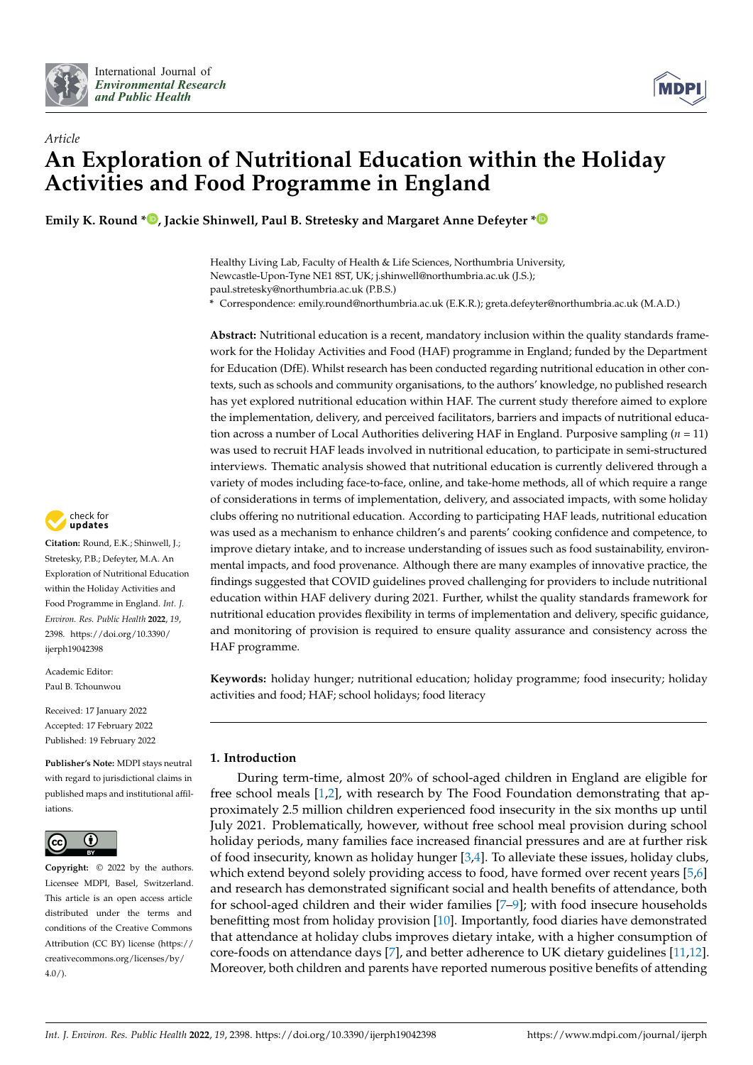*Article*

# An Exploration of Nutritional Education within the Holiday Activities and Food Programme in England

**Emily K. Round \*, Jackie Shinwell, Paul B. Stretesky and Margaret Anne Defeyter \***

Healthy Living Lab, Faculty of Health & Life Sciences, Northumbria University, Newcastle-Upon-Tyne NE1 8ST, UK; j.shinwell@northumbria.ac.uk (J.S.); paul.stretesky@northumbria.ac.uk (P.B.S.)

\* Correspondence: emily.round@northumbria.ac.uk (E.K.R.); greta.defeyter@northumbria.ac.uk (M.A.D.)

**Abstract:** Nutritional education is a recent, mandatory inclusion within the quality standards framework for the Holiday Activities and Food (HAF) programme in England; funded by the Department for Education (DfE). Whilst research has been conducted regarding nutritional education in other contexts, such as schools and community organisations, to the authors' knowledge, no published research has yet explored nutritional education within HAF. The current study therefore aimed to explore the implementation, delivery, and perceived facilitators, barriers and impacts of nutritional education across a number of Local Authorities delivering HAF in England. Purposive sampling ($n = 11$) was used to recruit HAF leads involved in nutritional education, to participate in semi-structured interviews. Thematic analysis showed that nutritional education is currently delivered through a variety of modes including face-to-face, online, and take-home methods, all of which require a range of considerations in terms of implementation, delivery, and associated impacts, with some holiday clubs offering no nutritional education. According to participating HAF leads, nutritional education was used as a mechanism to enhance children's and parents' cooking confidence and competence, to improve dietary intake, and to increase understanding of issues such as food sustainability, environmental impacts, and food provenance. Although there are many examples of innovative practice, the findings suggested that COVID guidelines proved challenging for providers to include nutritional education within HAF delivery during 2021. Further, whilst the quality standards framework for nutritional education provides flexibility in terms of implementation and delivery, specific guidance, and monitoring of provision is required to ensure quality assurance and consistency across the HAF programme.

**Keywords:** holiday hunger; nutritional education; holiday programme; food insecurity; holiday activities and food; HAF; school holidays; food literacy

**Citation:** Round, E.K.; Shinwell, J.; Stretesky, P.B.; Defeyter, M.A. An Exploration of Nutritional Education within the Holiday Activities and Food Programme in England. *Int. J. Environ. Res. Public Health* **2022**, *19*, 2398. https://doi.org/10.3390/ijerph19042398

Academic Editor: Paul B. Tchounwou

Received: 17 January 2022
Accepted: 17 February 2022
Published: 19 February 2022

**Publisher's Note:** MDPI stays neutral with regard to jurisdictional claims in published maps and institutional affiliations.

**Copyright:** © 2022 by the authors. Licensee MDPI, Basel, Switzerland. This article is an open access article distributed under the terms and conditions of the Creative Commons Attribution (CC BY) license (https://creativecommons.org/licenses/by/4.0/).

## 1. Introduction

During term-time, almost 20% of school-aged children in England are eligible for free school meals [1,2], with research by The Food Foundation demonstrating that approximately 2.5 million children experienced food insecurity in the six months up until July 2021. Problematically, however, without free school meal provision during school holiday periods, many families face increased financial pressures and are at further risk of food insecurity, known as holiday hunger [3,4]. To alleviate these issues, holiday clubs, which extend beyond solely providing access to food, have formed over recent years [5,6] and research has demonstrated significant social and health benefits of attendance, both for school-aged children and their wider families [7–9]; with food insecure households benefitting most from holiday provision [10]. Importantly, food diaries have demonstrated that attendance at holiday clubs improves dietary intake, with a higher consumption of core-foods on attendance days [7], and better adherence to UK dietary guidelines [11,12]. Moreover, both children and parents have reported numerous positive benefits of attending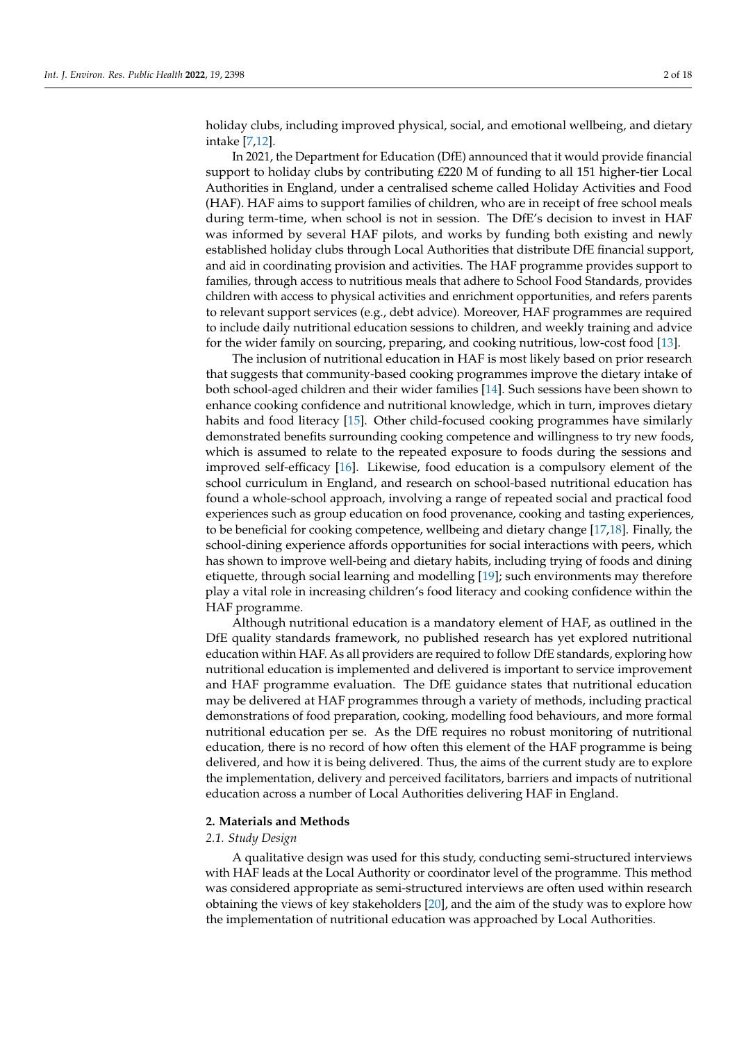holiday clubs, including improved physical, social, and emotional wellbeing, and dietary intake [7,12].

In 2021, the Department for Education (DfE) announced that it would provide financial support to holiday clubs by contributing £220 M of funding to all 151 higher-tier Local Authorities in England, under a centralised scheme called Holiday Activities and Food (HAF). HAF aims to support families of children, who are in receipt of free school meals during term-time, when school is not in session. The DfE's decision to invest in HAF was informed by several HAF pilots, and works by funding both existing and newly established holiday clubs through Local Authorities that distribute DfE financial support, and aid in coordinating provision and activities. The HAF programme provides support to families, through access to nutritious meals that adhere to School Food Standards, provides children with access to physical activities and enrichment opportunities, and refers parents to relevant support services (e.g., debt advice). Moreover, HAF programmes are required to include daily nutritional education sessions to children, and weekly training and advice for the wider family on sourcing, preparing, and cooking nutritious, low-cost food [13].

The inclusion of nutritional education in HAF is most likely based on prior research that suggests that community-based cooking programmes improve the dietary intake of both school-aged children and their wider families [14]. Such sessions have been shown to enhance cooking confidence and nutritional knowledge, which in turn, improves dietary habits and food literacy [15]. Other child-focused cooking programmes have similarly demonstrated benefits surrounding cooking competence and willingness to try new foods, which is assumed to relate to the repeated exposure to foods during the sessions and improved self-efficacy [16]. Likewise, food education is a compulsory element of the school curriculum in England, and research on school-based nutritional education has found a whole-school approach, involving a range of repeated social and practical food experiences such as group education on food provenance, cooking and tasting experiences, to be beneficial for cooking competence, wellbeing and dietary change [17,18]. Finally, the school-dining experience affords opportunities for social interactions with peers, which has shown to improve well-being and dietary habits, including trying of foods and dining etiquette, through social learning and modelling [19]; such environments may therefore play a vital role in increasing children's food literacy and cooking confidence within the HAF programme.

Although nutritional education is a mandatory element of HAF, as outlined in the DfE quality standards framework, no published research has yet explored nutritional education within HAF. As all providers are required to follow DfE standards, exploring how nutritional education is implemented and delivered is important to service improvement and HAF programme evaluation. The DfE guidance states that nutritional education may be delivered at HAF programmes through a variety of methods, including practical demonstrations of food preparation, cooking, modelling food behaviours, and more formal nutritional education per se. As the DfE requires no robust monitoring of nutritional education, there is no record of how often this element of the HAF programme is being delivered, and how it is being delivered. Thus, the aims of the current study are to explore the implementation, delivery and perceived facilitators, barriers and impacts of nutritional education across a number of Local Authorities delivering HAF in England.

## 2. Materials and Methods

### 2.1. Study Design

A qualitative design was used for this study, conducting semi-structured interviews with HAF leads at the Local Authority or coordinator level of the programme. This method was considered appropriate as semi-structured interviews are often used within research obtaining the views of key stakeholders [20], and the aim of the study was to explore how the implementation of nutritional education was approached by Local Authorities.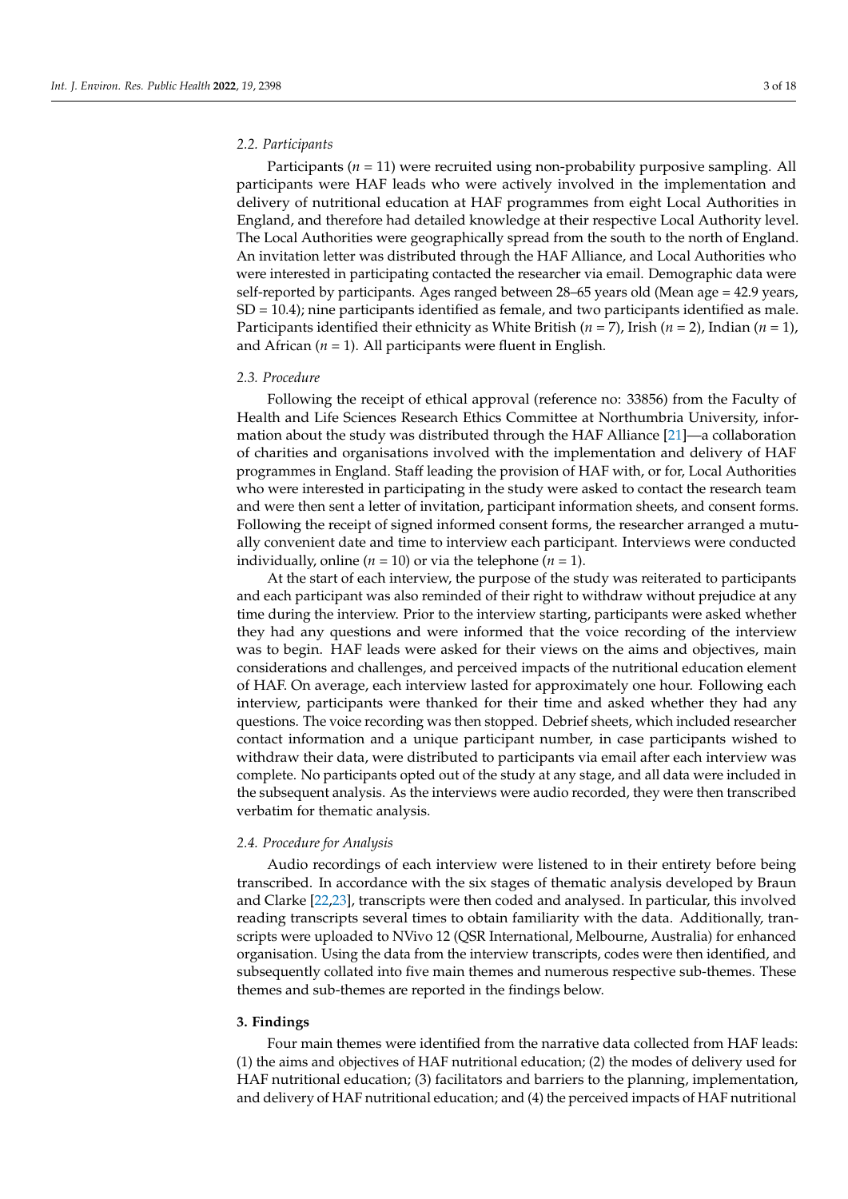### 2.2. Participants

Participants (*n* = 11) were recruited using non-probability purposive sampling. All participants were HAF leads who were actively involved in the implementation and delivery of nutritional education at HAF programmes from eight Local Authorities in England, and therefore had detailed knowledge at their respective Local Authority level. The Local Authorities were geographically spread from the south to the north of England. An invitation letter was distributed through the HAF Alliance, and Local Authorities who were interested in participating contacted the researcher via email. Demographic data were self-reported by participants. Ages ranged between 28–65 years old (Mean age = 42.9 years, SD = 10.4); nine participants identified as female, and two participants identified as male. Participants identified their ethnicity as White British (*n* = 7), Irish (*n* = 2), Indian (*n* = 1), and African (*n* = 1). All participants were fluent in English.

### 2.3. Procedure

Following the receipt of ethical approval (reference no: 33856) from the Faculty of Health and Life Sciences Research Ethics Committee at Northumbria University, information about the study was distributed through the HAF Alliance [21]—a collaboration of charities and organisations involved with the implementation and delivery of HAF programmes in England. Staff leading the provision of HAF with, or for, Local Authorities who were interested in participating in the study were asked to contact the research team and were then sent a letter of invitation, participant information sheets, and consent forms. Following the receipt of signed informed consent forms, the researcher arranged a mutually convenient date and time to interview each participant. Interviews were conducted individually, online (*n* = 10) or via the telephone (*n* = 1).

At the start of each interview, the purpose of the study was reiterated to participants and each participant was also reminded of their right to withdraw without prejudice at any time during the interview. Prior to the interview starting, participants were asked whether they had any questions and were informed that the voice recording of the interview was to begin. HAF leads were asked for their views on the aims and objectives, main considerations and challenges, and perceived impacts of the nutritional education element of HAF. On average, each interview lasted for approximately one hour. Following each interview, participants were thanked for their time and asked whether they had any questions. The voice recording was then stopped. Debrief sheets, which included researcher contact information and a unique participant number, in case participants wished to withdraw their data, were distributed to participants via email after each interview was complete. No participants opted out of the study at any stage, and all data were included in the subsequent analysis. As the interviews were audio recorded, they were then transcribed verbatim for thematic analysis.

### 2.4. Procedure for Analysis

Audio recordings of each interview were listened to in their entirety before being transcribed. In accordance with the six stages of thematic analysis developed by Braun and Clarke [22,23], transcripts were then coded and analysed. In particular, this involved reading transcripts several times to obtain familiarity with the data. Additionally, transcripts were uploaded to NVivo 12 (QSR International, Melbourne, Australia) for enhanced organisation. Using the data from the interview transcripts, codes were then identified, and subsequently collated into five main themes and numerous respective sub-themes. These themes and sub-themes are reported in the findings below.

## 3. Findings

Four main themes were identified from the narrative data collected from HAF leads: (1) the aims and objectives of HAF nutritional education; (2) the modes of delivery used for HAF nutritional education; (3) facilitators and barriers to the planning, implementation, and delivery of HAF nutritional education; and (4) the perceived impacts of HAF nutritional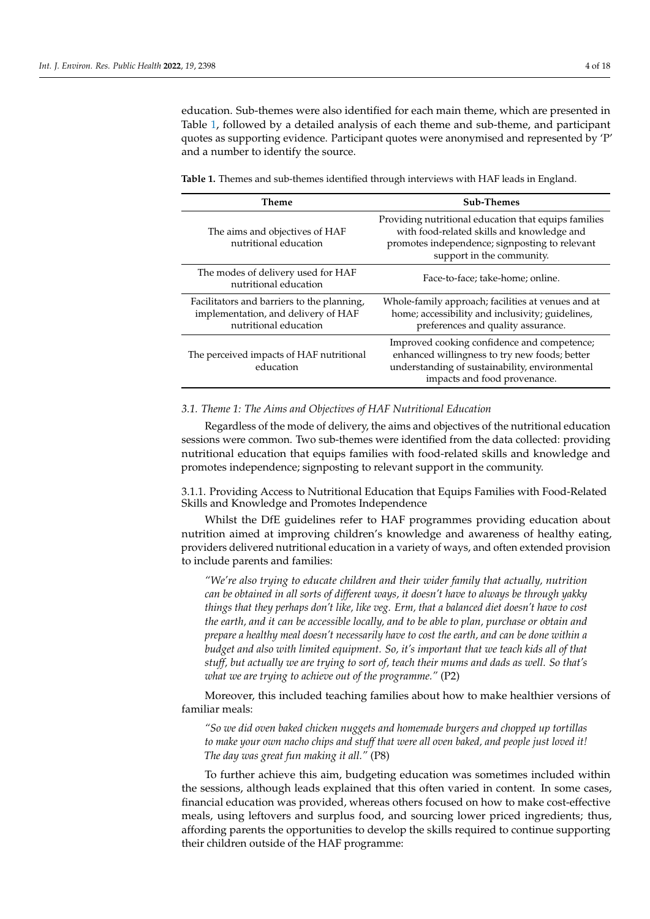education. Sub-themes were also identified for each main theme, which are presented in Table 1, followed by a detailed analysis of each theme and sub-theme, and participant quotes as supporting evidence. Participant quotes were anonymised and represented by 'P' and a number to identify the source.

**Table 1.** Themes and sub-themes identified through interviews with HAF leads in England.

| Theme | Sub-Themes |
| --- | --- |
| The aims and objectives of HAF nutritional education | Providing nutritional education that equips families with food-related skills and knowledge and promotes independence; signposting to relevant support in the community. |
| The modes of delivery used for HAF nutritional education | Face-to-face; take-home; online. |
| Facilitators and barriers to the planning, implementation, and delivery of HAF nutritional education | Whole-family approach; facilities at venues and at home; accessibility and inclusivity; guidelines, preferences and quality assurance. |
| The perceived impacts of HAF nutritional education | Improved cooking confidence and competence; enhanced willingness to try new foods; better understanding of sustainability, environmental impacts and food provenance. |

### *3.1. Theme 1: The Aims and Objectives of HAF Nutritional Education*

Regardless of the mode of delivery, the aims and objectives of the nutritional education sessions were common. Two sub-themes were identified from the data collected: providing nutritional education that equips families with food-related skills and knowledge and promotes independence; signposting to relevant support in the community.

#### 3.1.1. Providing Access to Nutritional Education that Equips Families with Food-Related Skills and Knowledge and Promotes Independence

Whilst the DfE guidelines refer to HAF programmes providing education about nutrition aimed at improving children's knowledge and awareness of healthy eating, providers delivered nutritional education in a variety of ways, and often extended provision to include parents and families:

> *"We're also trying to educate children and their wider family that actually, nutrition can be obtained in all sorts of different ways, it doesn't have to always be through yakky things that they perhaps don't like, like veg. Erm, that a balanced diet doesn't have to cost the earth, and it can be accessible locally, and to be able to plan, purchase or obtain and prepare a healthy meal doesn't necessarily have to cost the earth, and can be done within a budget and also with limited equipment. So, it's important that we teach kids all of that stuff, but actually we are trying to sort of, teach their mums and dads as well. So that's what we are trying to achieve out of the programme."* (P2)

Moreover, this included teaching families about how to make healthier versions of familiar meals:

> *"So we did oven baked chicken nuggets and homemade burgers and chopped up tortillas to make your own nacho chips and stuff that were all oven baked, and people just loved it! The day was great fun making it all."* (P8)

To further achieve this aim, budgeting education was sometimes included within the sessions, although leads explained that this often varied in content. In some cases, financial education was provided, whereas others focused on how to make cost-effective meals, using leftovers and surplus food, and sourcing lower priced ingredients; thus, affording parents the opportunities to develop the skills required to continue supporting their children outside of the HAF programme: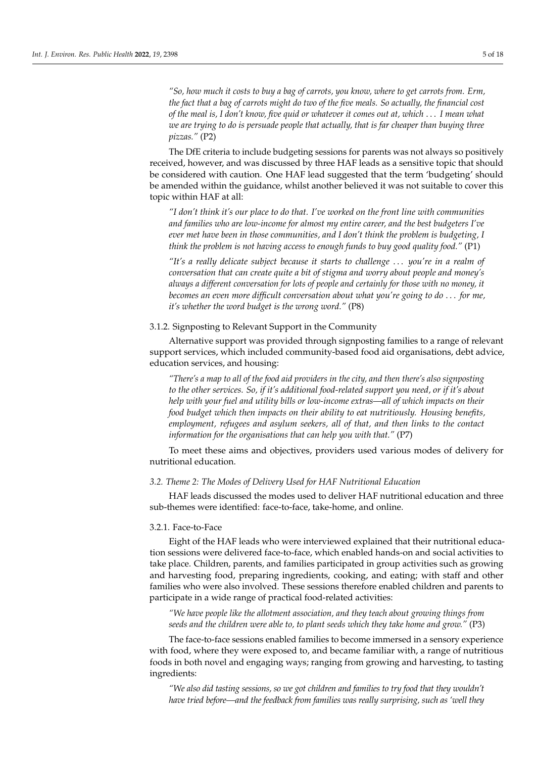*"So, how much it costs to buy a bag of carrots, you know, where to get carrots from. Erm, the fact that a bag of carrots might do two of the five meals. So actually, the financial cost of the meal is, I don't know, five quid or whatever it comes out at, which . . . I mean what we are trying to do is persuade people that actually, that is far cheaper than buying three pizzas."* (P2)

The DfE criteria to include budgeting sessions for parents was not always so positively received, however, and was discussed by three HAF leads as a sensitive topic that should be considered with caution. One HAF lead suggested that the term 'budgeting' should be amended within the guidance, whilst another believed it was not suitable to cover this topic within HAF at all:

*"I don't think it's our place to do that. I've worked on the front line with communities and families who are low-income for almost my entire career, and the best budgeters I've ever met have been in those communities, and I don't think the problem is budgeting, I think the problem is not having access to enough funds to buy good quality food."* (P1)

*"It's a really delicate subject because it starts to challenge . . . you're in a realm of conversation that can create quite a bit of stigma and worry about people and money's always a different conversation for lots of people and certainly for those with no money, it becomes an even more difficult conversation about what you're going to do . . . for me, it's whether the word budget is the wrong word."* (P8)

#### 3.1.2. Signposting to Relevant Support in the Community

Alternative support was provided through signposting families to a range of relevant support services, which included community-based food aid organisations, debt advice, education services, and housing:

*"There's a map to all of the food aid providers in the city, and then there's also signposting to the other services. So, if it's additional food-related support you need, or if it's about help with your fuel and utility bills or low-income extras—all of which impacts on their food budget which then impacts on their ability to eat nutritiously. Housing benefits, employment, refugees and asylum seekers, all of that, and then links to the contact information for the organisations that can help you with that."* (P7)

To meet these aims and objectives, providers used various modes of delivery for nutritional education.

### *3.2. Theme 2: The Modes of Delivery Used for HAF Nutritional Education*

HAF leads discussed the modes used to deliver HAF nutritional education and three sub-themes were identified: face-to-face, take-home, and online.

#### 3.2.1. Face-to-Face

Eight of the HAF leads who were interviewed explained that their nutritional education sessions were delivered face-to-face, which enabled hands-on and social activities to take place. Children, parents, and families participated in group activities such as growing and harvesting food, preparing ingredients, cooking, and eating; with staff and other families who were also involved. These sessions therefore enabled children and parents to participate in a wide range of practical food-related activities:

*"We have people like the allotment association, and they teach about growing things from seeds and the children were able to, to plant seeds which they take home and grow."* (P3)

The face-to-face sessions enabled families to become immersed in a sensory experience with food, where they were exposed to, and became familiar with, a range of nutritious foods in both novel and engaging ways; ranging from growing and harvesting, to tasting ingredients:

*"We also did tasting sessions, so we got children and families to try food that they wouldn't have tried before—and the feedback from families was really surprising, such as 'well they*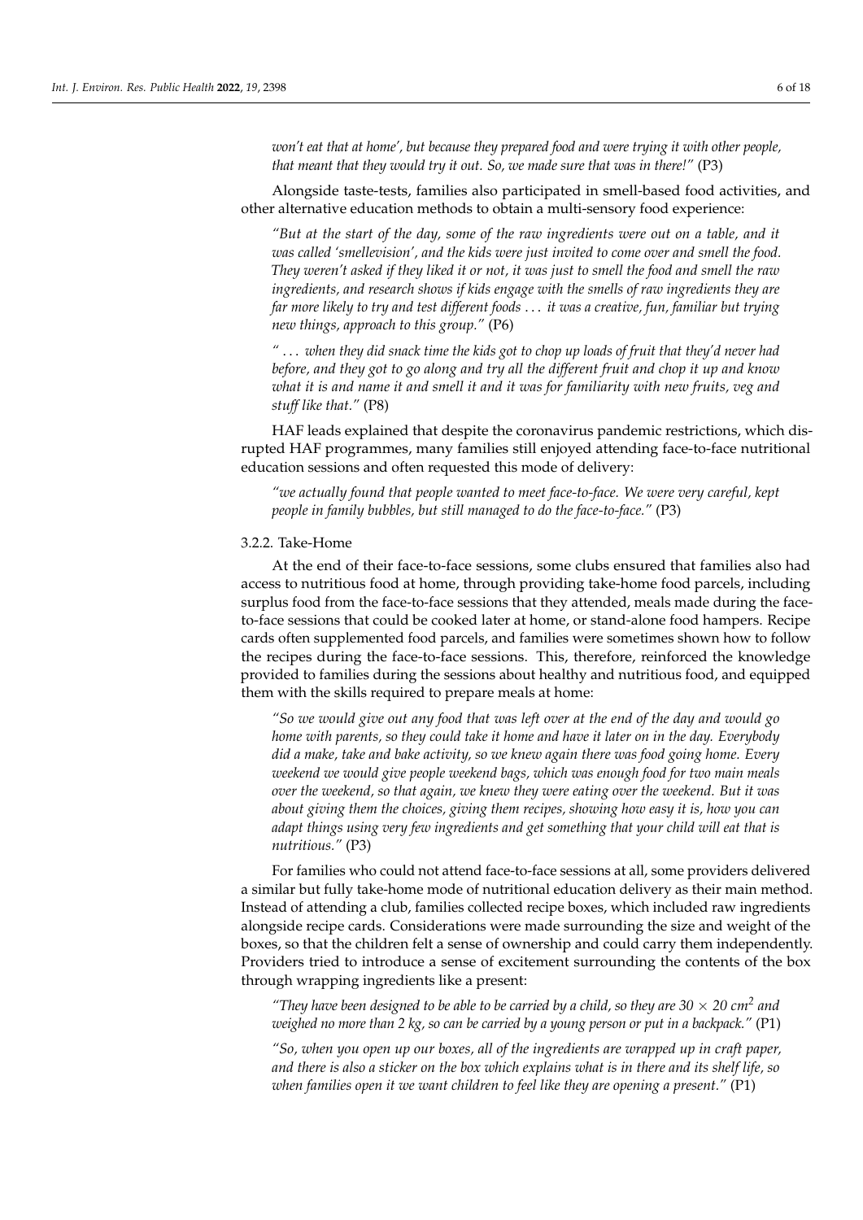*won't eat that at home', but because they prepared food and were trying it with other people, that meant that they would try it out. So, we made sure that was in there!"* (P3)

Alongside taste-tests, families also participated in smell-based food activities, and other alternative education methods to obtain a multi-sensory food experience:

> *"But at the start of the day, some of the raw ingredients were out on a table, and it was called 'smellevision', and the kids were just invited to come over and smell the food. They weren't asked if they liked it or not, it was just to smell the food and smell the raw ingredients, and research shows if kids engage with the smells of raw ingredients they are far more likely to try and test different foods . . . it was a creative, fun, familiar but trying new things, approach to this group."* (P6)

> *" . . . when they did snack time the kids got to chop up loads of fruit that they'd never had before, and they got to go along and try all the different fruit and chop it up and know what it is and name it and smell it and try it all it was for familiarity with new fruits, veg and stuff like that."* (P8)

HAF leads explained that despite the coronavirus pandemic restrictions, which disrupted HAF programmes, many families still enjoyed attending face-to-face nutritional education sessions and often requested this mode of delivery:

> *"we actually found that people wanted to meet face-to-face. We were very careful, kept people in family bubbles, but still managed to do the face-to-face."* (P3)

### 3.2.2. Take-Home

At the end of their face-to-face sessions, some clubs ensured that families also had access to nutritious food at home, through providing take-home food parcels, including surplus food from the face-to-face sessions that they attended, meals made during the face-to-face sessions that could be cooked later at home, or stand-alone food hampers. Recipe cards often supplemented food parcels, and families were sometimes shown how to follow the recipes during the face-to-face sessions. This, therefore, reinforced the knowledge provided to families during the sessions about healthy and nutritious food, and equipped them with the skills required to prepare meals at home:

> *"So we would give out any food that was left over at the end of the day and would go home with parents, so they could take it home and have it later on in the day. Everybody did a make, take and bake activity, so we knew again there was food going home. Every weekend we would give people weekend bags, which was enough food for two main meals over the weekend, so that again, we knew they were eating over the weekend. But it was about giving them the choices, giving them recipes, showing how easy it is, how you can adapt things using very few ingredients and get something that your child will eat that is nutritious."* (P3)

For families who could not attend face-to-face sessions at all, some providers delivered a similar but fully take-home mode of nutritional education delivery as their main method. Instead of attending a club, families collected recipe boxes, which included raw ingredients alongside recipe cards. Considerations were made surrounding the size and weight of the boxes, so that the children felt a sense of ownership and could carry them independently. Providers tried to introduce a sense of excitement surrounding the contents of the box through wrapping ingredients like a present:

> *"They have been designed to be able to be carried by a child, so they are $30 \times 20$ cm$^2$ and weighed no more than 2 kg, so can be carried by a young person or put in a backpack."* (P1)

> *"So, when you open up our boxes, all of the ingredients are wrapped up in craft paper, and there is also a sticker on the box which explains what is in there and its shelf life, so when families open it we want children to feel like they are opening a present."* (P1)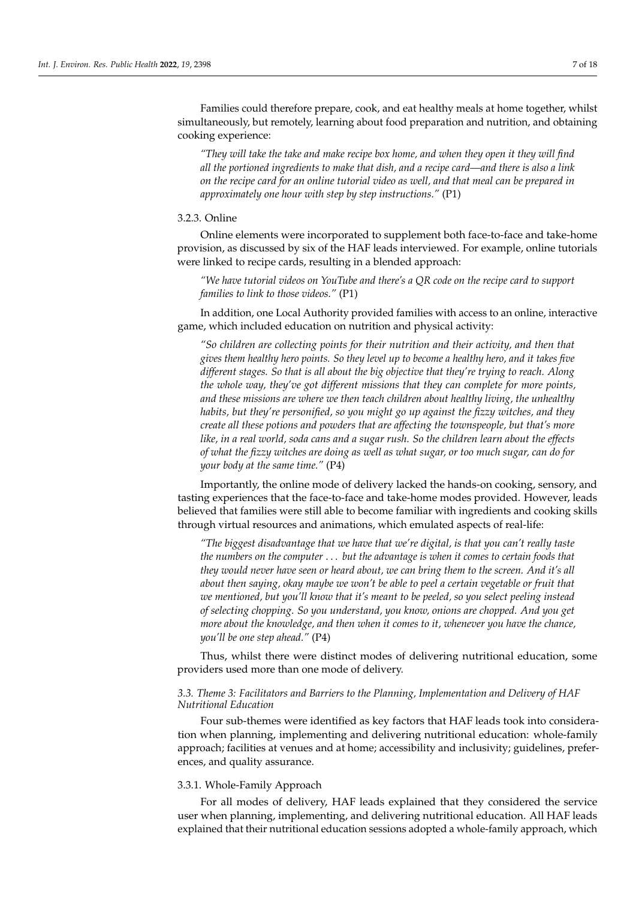Families could therefore prepare, cook, and eat healthy meals at home together, whilst simultaneously, but remotely, learning about food preparation and nutrition, and obtaining cooking experience:

> *"They will take the take and make recipe box home, and when they open it they will find all the portioned ingredients to make that dish, and a recipe card—and there is also a link on the recipe card for an online tutorial video as well, and that meal can be prepared in approximately one hour with step by step instructions."* (P1)

#### 3.2.3. Online

Online elements were incorporated to supplement both face-to-face and take-home provision, as discussed by six of the HAF leads interviewed. For example, online tutorials were linked to recipe cards, resulting in a blended approach:

> *"We have tutorial videos on YouTube and there's a QR code on the recipe card to support families to link to those videos."* (P1)

In addition, one Local Authority provided families with access to an online, interactive game, which included education on nutrition and physical activity:

> *"So children are collecting points for their nutrition and their activity, and then that gives them healthy hero points. So they level up to become a healthy hero, and it takes five different stages. So that is all about the big objective that they're trying to reach. Along the whole way, they've got different missions that they can complete for more points, and these missions are where we then teach children about healthy living, the unhealthy habits, but they're personified, so you might go up against the fizzy witches, and they create all these potions and powders that are affecting the townspeople, but that's more like, in a real world, soda cans and a sugar rush. So the children learn about the effects of what the fizzy witches are doing as well as what sugar, or too much sugar, can do for your body at the same time."* (P4)

Importantly, the online mode of delivery lacked the hands-on cooking, sensory, and tasting experiences that the face-to-face and take-home modes provided. However, leads believed that families were still able to become familiar with ingredients and cooking skills through virtual resources and animations, which emulated aspects of real-life:

> *"The biggest disadvantage that we have that we're digital, is that you can't really taste the numbers on the computer . . . but the advantage is when it comes to certain foods that they would never have seen or heard about, we can bring them to the screen. And it's all about then saying, okay maybe we won't be able to peel a certain vegetable or fruit that we mentioned, but you'll know that it's meant to be peeled, so you select peeling instead of selecting chopping. So you understand, you know, onions are chopped. And you get more about the knowledge, and then when it comes to it, whenever you have the chance, you'll be one step ahead."* (P4)

Thus, whilst there were distinct modes of delivering nutritional education, some providers used more than one mode of delivery.

### *3.3. Theme 3: Facilitators and Barriers to the Planning, Implementation and Delivery of HAF Nutritional Education*

Four sub-themes were identified as key factors that HAF leads took into consideration when planning, implementing and delivering nutritional education: whole-family approach; facilities at venues and at home; accessibility and inclusivity; guidelines, preferences, and quality assurance.

#### 3.3.1. Whole-Family Approach

For all modes of delivery, HAF leads explained that they considered the service user when planning, implementing, and delivering nutritional education. All HAF leads explained that their nutritional education sessions adopted a whole-family approach, which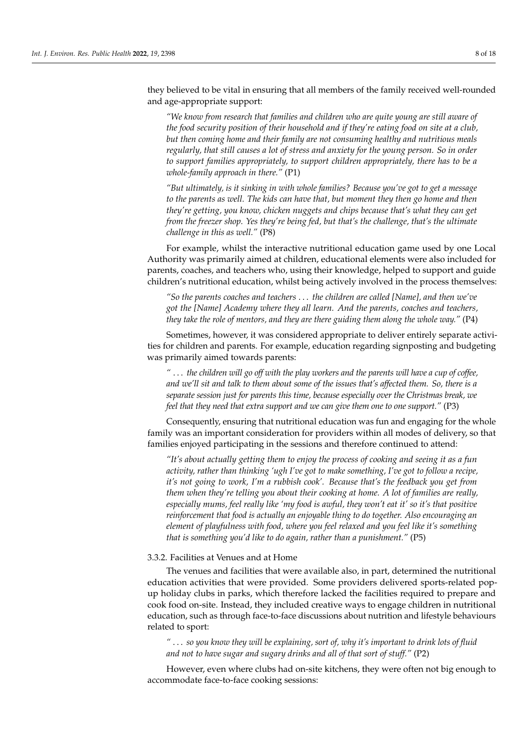they believed to be vital in ensuring that all members of the family received well-rounded and age-appropriate support:

> *"We know from research that families and children who are quite young are still aware of the food security position of their household and if they're eating food on site at a club, but then coming home and their family are not consuming healthy and nutritious meals regularly, that still causes a lot of stress and anxiety for the young person. So in order to support families appropriately, to support children appropriately, there has to be a whole-family approach in there."* (P1)

> *"But ultimately, is it sinking in with whole families? Because you've got to get a message to the parents as well. The kids can have that, but moment they then go home and then they're getting, you know, chicken nuggets and chips because that's what they can get from the freezer shop. Yes they're being fed, but that's the challenge, that's the ultimate challenge in this as well."* (P8)

For example, whilst the interactive nutritional education game used by one Local Authority was primarily aimed at children, educational elements were also included for parents, coaches, and teachers who, using their knowledge, helped to support and guide children's nutritional education, whilst being actively involved in the process themselves:

> *"So the parents coaches and teachers ... the children are called [Name], and then we've got the [Name] Academy where they all learn. And the parents, coaches and teachers, they take the role of mentors, and they are there guiding them along the whole way."* (P4)

Sometimes, however, it was considered appropriate to deliver entirely separate activities for children and parents. For example, education regarding signposting and budgeting was primarily aimed towards parents:

> *" ... the children will go off with the play workers and the parents will have a cup of coffee, and we'll sit and talk to them about some of the issues that's affected them. So, there is a separate session just for parents this time, because especially over the Christmas break, we feel that they need that extra support and we can give them one to one support."* (P3)

Consequently, ensuring that nutritional education was fun and engaging for the whole family was an important consideration for providers within all modes of delivery, so that families enjoyed participating in the sessions and therefore continued to attend:

> *"It's about actually getting them to enjoy the process of cooking and seeing it as a fun activity, rather than thinking 'ugh I've got to make something, I've got to follow a recipe, it's not going to work, I'm a rubbish cook'. Because that's the feedback you get from them when they're telling you about their cooking at home. A lot of families are really, especially mums, feel really like 'my food is awful, they won't eat it' so it's that positive reinforcement that food is actually an enjoyable thing to do together. Also encouraging an element of playfulness with food, where you feel relaxed and you feel like it's something that is something you'd like to do again, rather than a punishment."* (P5)

#### 3.3.2. Facilities at Venues and at Home

The venues and facilities that were available also, in part, determined the nutritional education activities that were provided. Some providers delivered sports-related pop-up holiday clubs in parks, which therefore lacked the facilities required to prepare and cook food on-site. Instead, they included creative ways to engage children in nutritional education, such as through face-to-face discussions about nutrition and lifestyle behaviours related to sport:

> *" ... so you know they will be explaining, sort of, why it's important to drink lots of fluid and not to have sugar and sugary drinks and all of that sort of stuff."* (P2)

However, even where clubs had on-site kitchens, they were often not big enough to accommodate face-to-face cooking sessions: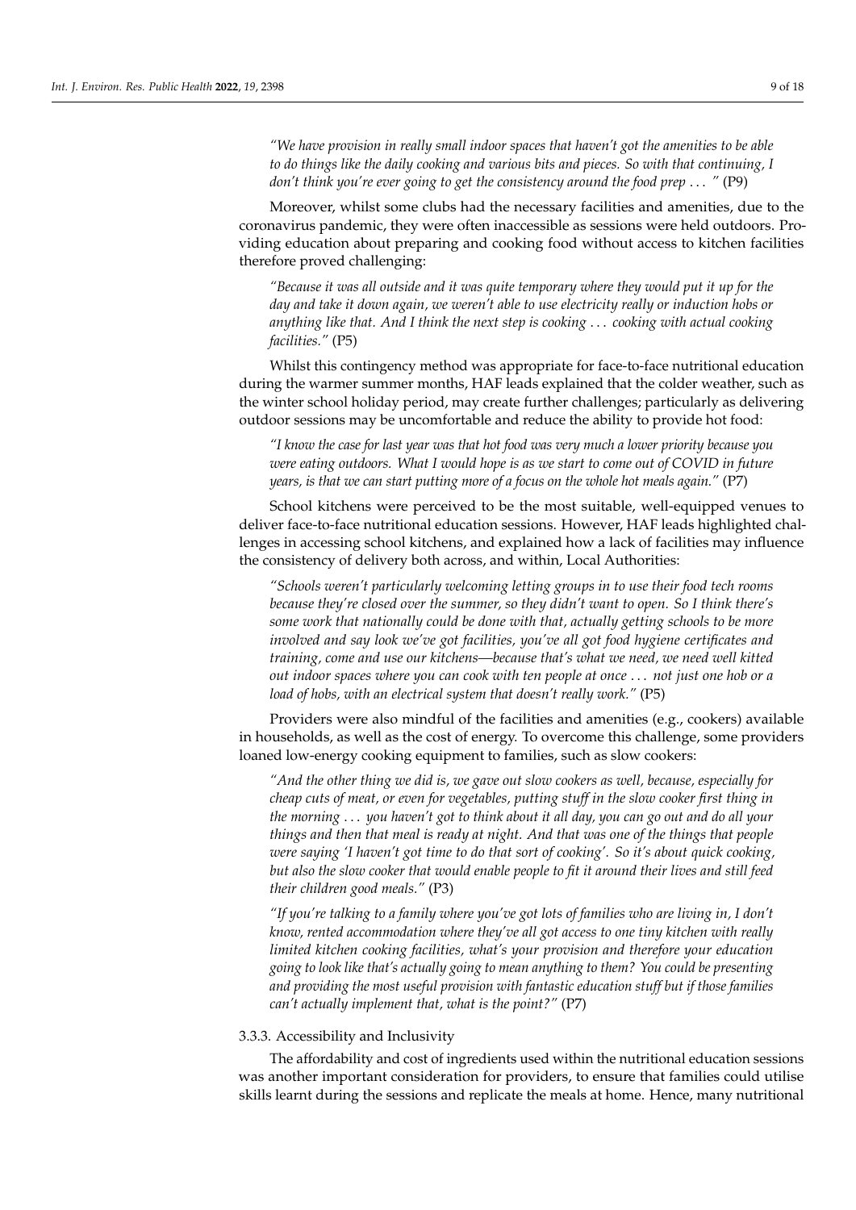*"We have provision in really small indoor spaces that haven't got the amenities to be able to do things like the daily cooking and various bits and pieces. So with that continuing, I don't think you're ever going to get the consistency around the food prep . . . "* (P9)

Moreover, whilst some clubs had the necessary facilities and amenities, due to the coronavirus pandemic, they were often inaccessible as sessions were held outdoors. Providing education about preparing and cooking food without access to kitchen facilities therefore proved challenging:

*"Because it was all outside and it was quite temporary where they would put it up for the day and take it down again, we weren't able to use electricity really or induction hobs or anything like that. And I think the next step is cooking . . . cooking with actual cooking facilities."* (P5)

Whilst this contingency method was appropriate for face-to-face nutritional education during the warmer summer months, HAF leads explained that the colder weather, such as the winter school holiday period, may create further challenges; particularly as delivering outdoor sessions may be uncomfortable and reduce the ability to provide hot food:

*"I know the case for last year was that hot food was very much a lower priority because you were eating outdoors. What I would hope is as we start to come out of COVID in future years, is that we can start putting more of a focus on the whole hot meals again."* (P7)

School kitchens were perceived to be the most suitable, well-equipped venues to deliver face-to-face nutritional education sessions. However, HAF leads highlighted challenges in accessing school kitchens, and explained how a lack of facilities may influence the consistency of delivery both across, and within, Local Authorities:

*"Schools weren't particularly welcoming letting groups in to use their food tech rooms because they're closed over the summer, so they didn't want to open. So I think there's some work that nationally could be done with that, actually getting schools to be more involved and say look we've got facilities, you've all got food hygiene certificates and training, come and use our kitchens—because that's what we need, we need well kitted out indoor spaces where you can cook with ten people at once . . . not just one hob or a load of hobs, with an electrical system that doesn't really work."* (P5)

Providers were also mindful of the facilities and amenities (e.g., cookers) available in households, as well as the cost of energy. To overcome this challenge, some providers loaned low-energy cooking equipment to families, such as slow cookers:

*"And the other thing we did is, we gave out slow cookers as well, because, especially for cheap cuts of meat, or even for vegetables, putting stuff in the slow cooker first thing in the morning . . . you haven't got to think about it all day, you can go out and do all your things and then that meal is ready at night. And that was one of the things that people were saying 'I haven't got time to do that sort of cooking'. So it's about quick cooking, but also the slow cooker that would enable people to fit it around their lives and still feed their children good meals."* (P3)

*"If you're talking to a family where you've got lots of families who are living in, I don't know, rented accommodation where they've all got access to one tiny kitchen with really limited kitchen cooking facilities, what's your provision and therefore your education going to look like that's actually going to mean anything to them? You could be presenting and providing the most useful provision with fantastic education stuff but if those families can't actually implement that, what is the point?"* (P7)

#### 3.3.3. Accessibility and Inclusivity

The affordability and cost of ingredients used within the nutritional education sessions was another important consideration for providers, to ensure that families could utilise skills learnt during the sessions and replicate the meals at home. Hence, many nutritional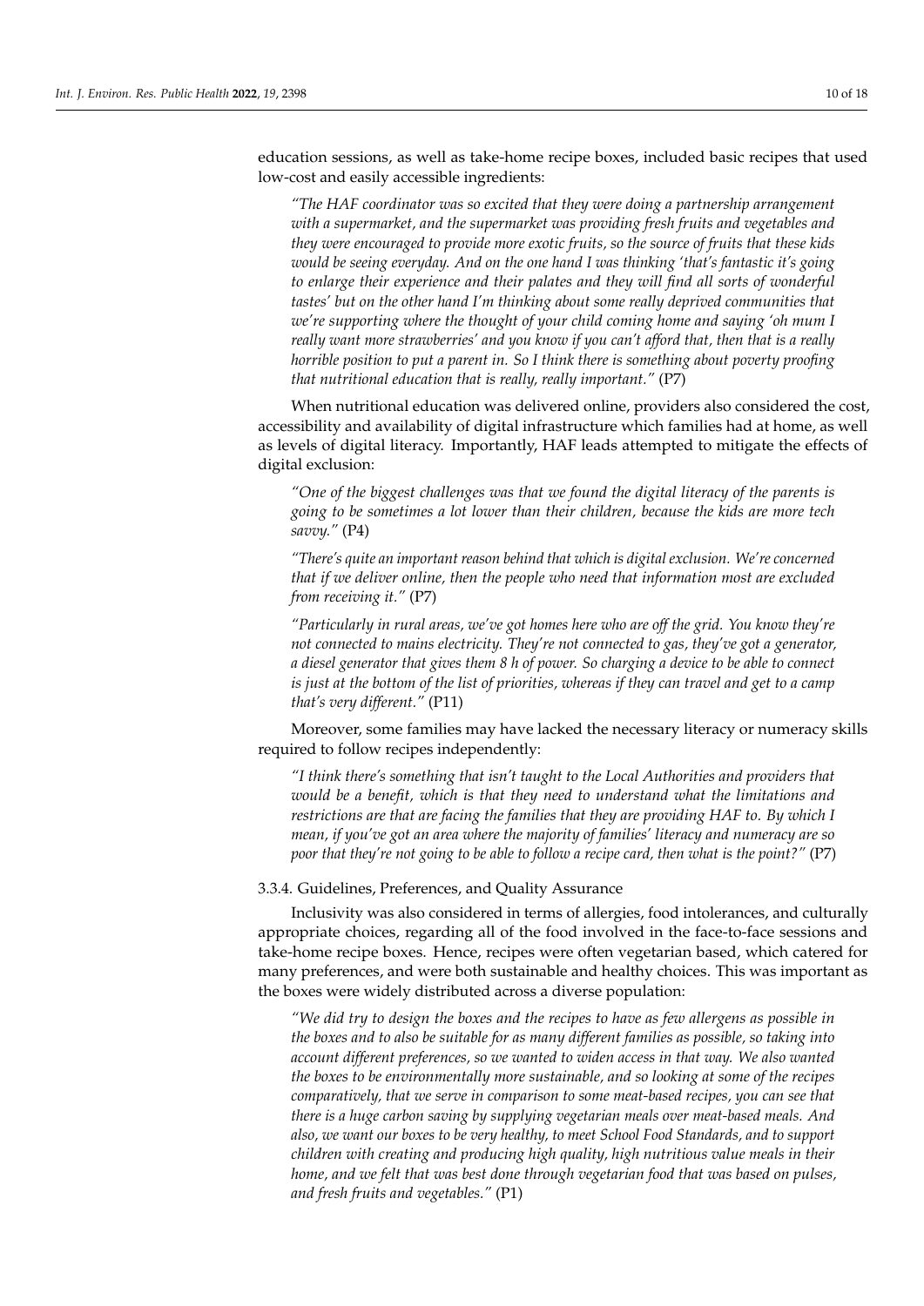education sessions, as well as take-home recipe boxes, included basic recipes that used low-cost and easily accessible ingredients:

> *"The HAF coordinator was so excited that they were doing a partnership arrangement with a supermarket, and the supermarket was providing fresh fruits and vegetables and they were encouraged to provide more exotic fruits, so the source of fruits that these kids would be seeing everyday. And on the one hand I was thinking 'that's fantastic it's going to enlarge their experience and their palates and they will find all sorts of wonderful tastes' but on the other hand I'm thinking about some really deprived communities that we're supporting where the thought of your child coming home and saying 'oh mum I really want more strawberries' and you know if you can't afford that, then that is a really horrible position to put a parent in. So I think there is something about poverty proofing that nutritional education that is really, really important."* (P7)

When nutritional education was delivered online, providers also considered the cost, accessibility and availability of digital infrastructure which families had at home, as well as levels of digital literacy. Importantly, HAF leads attempted to mitigate the effects of digital exclusion:

> *"One of the biggest challenges was that we found the digital literacy of the parents is going to be sometimes a lot lower than their children, because the kids are more tech savvy."* (P4)

> *"There's quite an important reason behind that which is digital exclusion. We're concerned that if we deliver online, then the people who need that information most are excluded from receiving it."* (P7)

> *"Particularly in rural areas, we've got homes here who are off the grid. You know they're not connected to mains electricity. They're not connected to gas, they've got a generator, a diesel generator that gives them 8 h of power. So charging a device to be able to connect is just at the bottom of the list of priorities, whereas if they can travel and get to a camp that's very different."* (P11)

Moreover, some families may have lacked the necessary literacy or numeracy skills required to follow recipes independently:

> *"I think there's something that isn't taught to the Local Authorities and providers that would be a benefit, which is that they need to understand what the limitations and restrictions are that are facing the families that they are providing HAF to. By which I mean, if you've got an area where the majority of families' literacy and numeracy are so poor that they're not going to be able to follow a recipe card, then what is the point?"* (P7)

#### 3.3.4. Guidelines, Preferences, and Quality Assurance

Inclusivity was also considered in terms of allergies, food intolerances, and culturally appropriate choices, regarding all of the food involved in the face-to-face sessions and take-home recipe boxes. Hence, recipes were often vegetarian based, which catered for many preferences, and were both sustainable and healthy choices. This was important as the boxes were widely distributed across a diverse population:

> *"We did try to design the boxes and the recipes to have as few allergens as possible in the boxes and to also be suitable for as many different families as possible, so taking into account different preferences, so we wanted to widen access in that way. We also wanted the boxes to be environmentally more sustainable, and so looking at some of the recipes comparatively, that we serve in comparison to some meat-based recipes, you can see that there is a huge carbon saving by supplying vegetarian meals over meat-based meals. And also, we want our boxes to be very healthy, to meet School Food Standards, and to support children with creating and producing high quality, high nutritious value meals in their home, and we felt that was best done through vegetarian food that was based on pulses, and fresh fruits and vegetables."* (P1)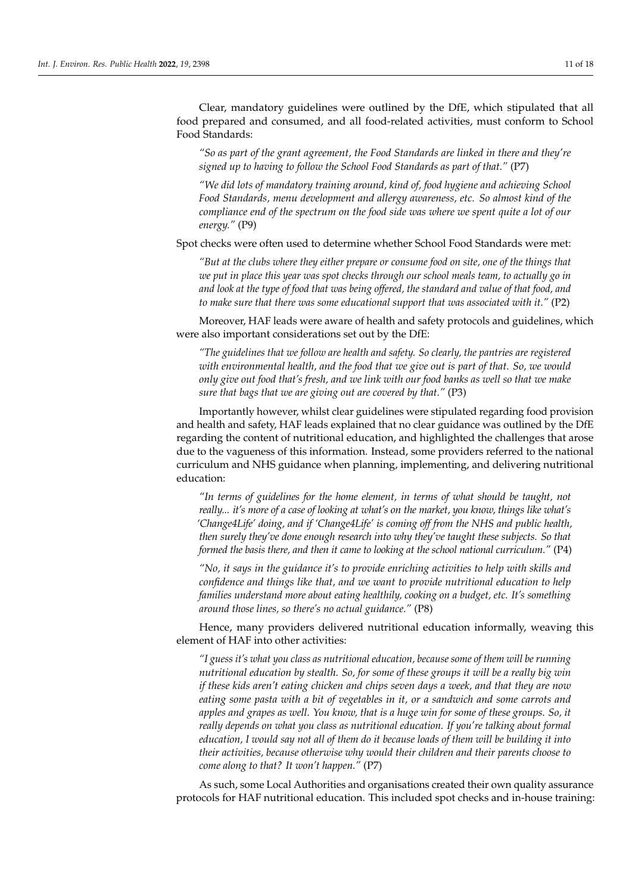Clear, mandatory guidelines were outlined by the DfE, which stipulated that all food prepared and consumed, and all food-related activities, must conform to School Food Standards:

> *"So as part of the grant agreement, the Food Standards are linked in there and they're signed up to having to follow the School Food Standards as part of that."* (P7)

> *"We did lots of mandatory training around, kind of, food hygiene and achieving School Food Standards, menu development and allergy awareness, etc. So almost kind of the compliance end of the spectrum on the food side was where we spent quite a lot of our energy."* (P9)

Spot checks were often used to determine whether School Food Standards were met:

> *"But at the clubs where they either prepare or consume food on site, one of the things that we put in place this year was spot checks through our school meals team, to actually go in and look at the type of food that was being offered, the standard and value of that food, and to make sure that there was some educational support that was associated with it."* (P2)

Moreover, HAF leads were aware of health and safety protocols and guidelines, which were also important considerations set out by the DfE:

> *"The guidelines that we follow are health and safety. So clearly, the pantries are registered with environmental health, and the food that we give out is part of that. So, we would only give out food that's fresh, and we link with our food banks as well so that we make sure that bags that we are giving out are covered by that."* (P3)

Importantly however, whilst clear guidelines were stipulated regarding food provision and health and safety, HAF leads explained that no clear guidance was outlined by the DfE regarding the content of nutritional education, and highlighted the challenges that arose due to the vagueness of this information. Instead, some providers referred to the national curriculum and NHS guidance when planning, implementing, and delivering nutritional education:

> *"In terms of guidelines for the home element, in terms of what should be taught, not really... it's more of a case of looking at what's on the market, you know, things like what's 'Change4Life' doing, and if 'Change4Life' is coming off from the NHS and public health, then surely they've done enough research into why they've taught these subjects. So that formed the basis there, and then it came to looking at the school national curriculum."* (P4)

> *"No, it says in the guidance it's to provide enriching activities to help with skills and confidence and things like that, and we want to provide nutritional education to help families understand more about eating healthily, cooking on a budget, etc. It's something around those lines, so there's no actual guidance."* (P8)

Hence, many providers delivered nutritional education informally, weaving this element of HAF into other activities:

> *"I guess it's what you class as nutritional education, because some of them will be running nutritional education by stealth. So, for some of these groups it will be a really big win if these kids aren't eating chicken and chips seven days a week, and that they are now eating some pasta with a bit of vegetables in it, or a sandwich and some carrots and apples and grapes as well. You know, that is a huge win for some of these groups. So, it really depends on what you class as nutritional education. If you're talking about formal education, I would say not all of them do it because loads of them will be building it into their activities, because otherwise why would their children and their parents choose to come along to that? It won't happen."* (P7)

As such, some Local Authorities and organisations created their own quality assurance protocols for HAF nutritional education. This included spot checks and in-house training: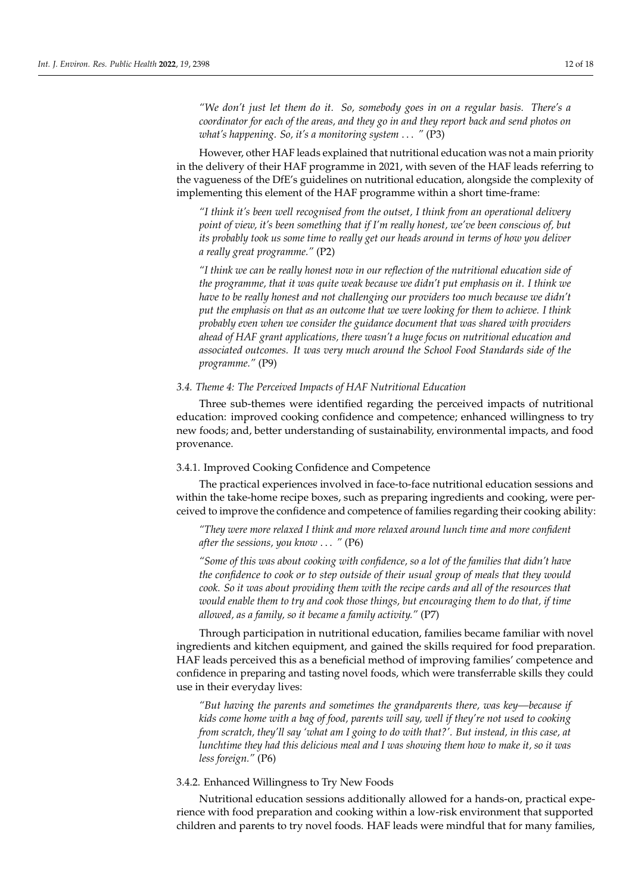*"We don't just let them do it. So, somebody goes in on a regular basis. There's a coordinator for each of the areas, and they go in and they report back and send photos on what's happening. So, it's a monitoring system ... "* (P3)

However, other HAF leads explained that nutritional education was not a main priority in the delivery of their HAF programme in 2021, with seven of the HAF leads referring to the vagueness of the DfE's guidelines on nutritional education, alongside the complexity of implementing this element of the HAF programme within a short time-frame:

*"I think it's been well recognised from the outset, I think from an operational delivery point of view, it's been something that if I'm really honest, we've been conscious of, but its probably took us some time to really get our heads around in terms of how you deliver a really great programme."* (P2)

*"I think we can be really honest now in our reflection of the nutritional education side of the programme, that it was quite weak because we didn't put emphasis on it. I think we have to be really honest and not challenging our providers too much because we didn't put the emphasis on that as an outcome that we were looking for them to achieve. I think probably even when we consider the guidance document that was shared with providers ahead of HAF grant applications, there wasn't a huge focus on nutritional education and associated outcomes. It was very much around the School Food Standards side of the programme."* (P9)

### 3.4. Theme 4: The Perceived Impacts of HAF Nutritional Education

Three sub-themes were identified regarding the perceived impacts of nutritional education: improved cooking confidence and competence; enhanced willingness to try new foods; and, better understanding of sustainability, environmental impacts, and food provenance.

#### 3.4.1. Improved Cooking Confidence and Competence

The practical experiences involved in face-to-face nutritional education sessions and within the take-home recipe boxes, such as preparing ingredients and cooking, were perceived to improve the confidence and competence of families regarding their cooking ability:

*"They were more relaxed I think and more relaxed around lunch time and more confident after the sessions, you know ... "* (P6)

*"Some of this was about cooking with confidence, so a lot of the families that didn't have the confidence to cook or to step outside of their usual group of meals that they would cook. So it was about providing them with the recipe cards and all of the resources that would enable them to try and cook those things, but encouraging them to do that, if time allowed, as a family, so it became a family activity."* (P7)

Through participation in nutritional education, families became familiar with novel ingredients and kitchen equipment, and gained the skills required for food preparation. HAF leads perceived this as a beneficial method of improving families' competence and confidence in preparing and tasting novel foods, which were transferrable skills they could use in their everyday lives:

*"But having the parents and sometimes the grandparents there, was key—because if kids come home with a bag of food, parents will say, well if they're not used to cooking from scratch, they'll say 'what am I going to do with that?'. But instead, in this case, at lunchtime they had this delicious meal and I was showing them how to make it, so it was less foreign."* (P6)

#### 3.4.2. Enhanced Willingness to Try New Foods

Nutritional education sessions additionally allowed for a hands-on, practical experience with food preparation and cooking within a low-risk environment that supported children and parents to try novel foods. HAF leads were mindful that for many families,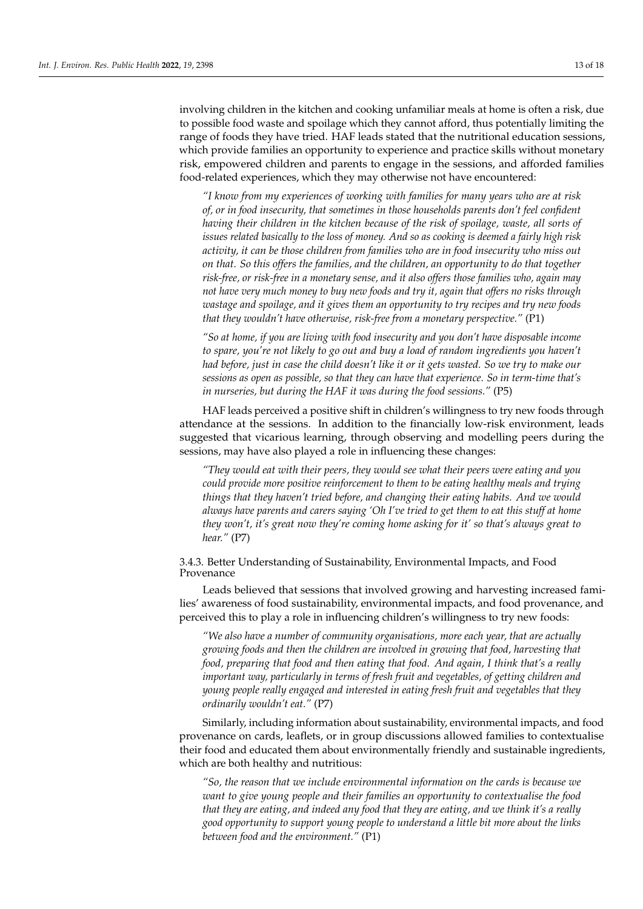involving children in the kitchen and cooking unfamiliar meals at home is often a risk, due to possible food waste and spoilage which they cannot afford, thus potentially limiting the range of foods they have tried. HAF leads stated that the nutritional education sessions, which provide families an opportunity to experience and practice skills without monetary risk, empowered children and parents to engage in the sessions, and afforded families food-related experiences, which they may otherwise not have encountered:

> *"I know from my experiences of working with families for many years who are at risk of, or in food insecurity, that sometimes in those households parents don't feel confident having their children in the kitchen because of the risk of spoilage, waste, all sorts of issues related basically to the loss of money. And so as cooking is deemed a fairly high risk activity, it can be those children from families who are in food insecurity who miss out on that. So this offers the families, and the children, an opportunity to do that together risk-free, or risk-free in a monetary sense, and it also offers those families who, again may not have very much money to buy new foods and try it, again that offers no risks through wastage and spoilage, and it gives them an opportunity to try recipes and try new foods that they wouldn't have otherwise, risk-free from a monetary perspective."* (P1)

> *"So at home, if you are living with food insecurity and you don't have disposable income to spare, you're not likely to go out and buy a load of random ingredients you haven't had before, just in case the child doesn't like it or it gets wasted. So we try to make our sessions as open as possible, so that they can have that experience. So in term-time that's in nurseries, but during the HAF it was during the food sessions."* (P5)

HAF leads perceived a positive shift in children's willingness to try new foods through attendance at the sessions. In addition to the financially low-risk environment, leads suggested that vicarious learning, through observing and modelling peers during the sessions, may have also played a role in influencing these changes:

> *"They would eat with their peers, they would see what their peers were eating and you could provide more positive reinforcement to them to be eating healthy meals and trying things that they haven't tried before, and changing their eating habits. And we would always have parents and carers saying 'Oh I've tried to get them to eat this stuff at home they won't, it's great now they're coming home asking for it' so that's always great to hear."* (P7)

#### 3.4.3. Better Understanding of Sustainability, Environmental Impacts, and Food Provenance

Leads believed that sessions that involved growing and harvesting increased families' awareness of food sustainability, environmental impacts, and food provenance, and perceived this to play a role in influencing children's willingness to try new foods:

> *"We also have a number of community organisations, more each year, that are actually growing foods and then the children are involved in growing that food, harvesting that food, preparing that food and then eating that food. And again, I think that's a really important way, particularly in terms of fresh fruit and vegetables, of getting children and young people really engaged and interested in eating fresh fruit and vegetables that they ordinarily wouldn't eat."* (P7)

Similarly, including information about sustainability, environmental impacts, and food provenance on cards, leaflets, or in group discussions allowed families to contextualise their food and educated them about environmentally friendly and sustainable ingredients, which are both healthy and nutritious:

> *"So, the reason that we include environmental information on the cards is because we want to give young people and their families an opportunity to contextualise the food that they are eating, and indeed any food that they are eating, and we think it's a really good opportunity to support young people to understand a little bit more about the links between food and the environment."* (P1)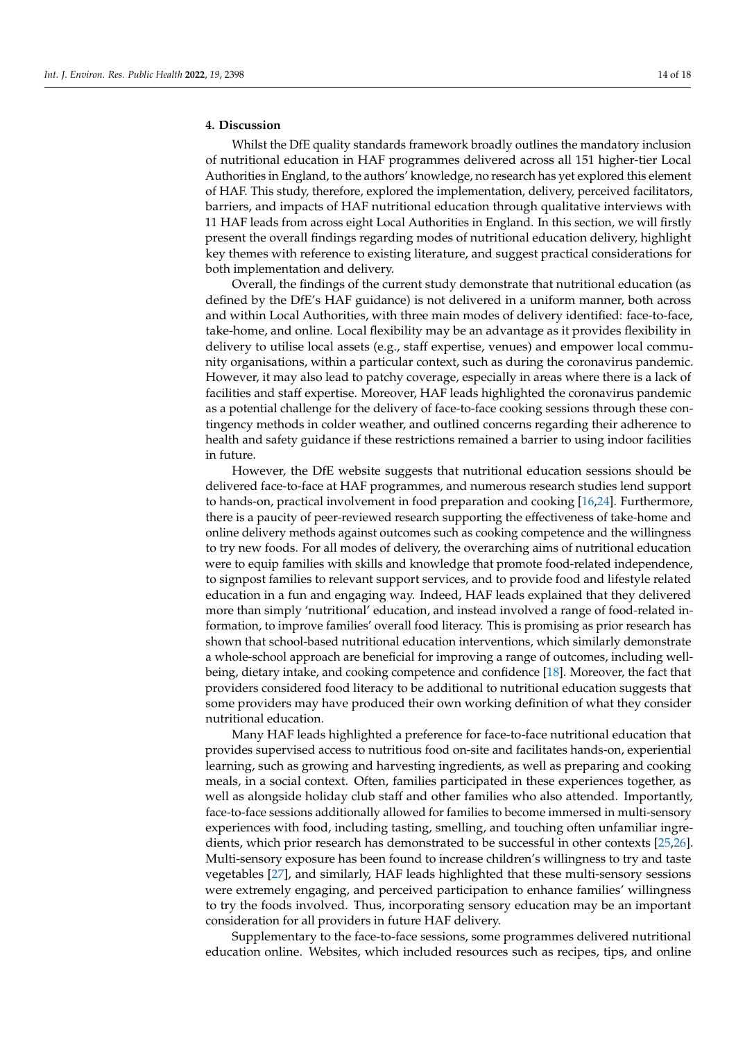## 4. Discussion

Whilst the DfE quality standards framework broadly outlines the mandatory inclusion of nutritional education in HAF programmes delivered across all 151 higher-tier Local Authorities in England, to the authors' knowledge, no research has yet explored this element of HAF. This study, therefore, explored the implementation, delivery, perceived facilitators, barriers, and impacts of HAF nutritional education through qualitative interviews with 11 HAF leads from across eight Local Authorities in England. In this section, we will firstly present the overall findings regarding modes of nutritional education delivery, highlight key themes with reference to existing literature, and suggest practical considerations for both implementation and delivery.

Overall, the findings of the current study demonstrate that nutritional education (as defined by the DfE's HAF guidance) is not delivered in a uniform manner, both across and within Local Authorities, with three main modes of delivery identified: face-to-face, take-home, and online. Local flexibility may be an advantage as it provides flexibility in delivery to utilise local assets (e.g., staff expertise, venues) and empower local community organisations, within a particular context, such as during the coronavirus pandemic. However, it may also lead to patchy coverage, especially in areas where there is a lack of facilities and staff expertise. Moreover, HAF leads highlighted the coronavirus pandemic as a potential challenge for the delivery of face-to-face cooking sessions through these contingency methods in colder weather, and outlined concerns regarding their adherence to health and safety guidance if these restrictions remained a barrier to using indoor facilities in future.

However, the DfE website suggests that nutritional education sessions should be delivered face-to-face at HAF programmes, and numerous research studies lend support to hands-on, practical involvement in food preparation and cooking [16,24]. Furthermore, there is a paucity of peer-reviewed research supporting the effectiveness of take-home and online delivery methods against outcomes such as cooking competence and the willingness to try new foods. For all modes of delivery, the overarching aims of nutritional education were to equip families with skills and knowledge that promote food-related independence, to signpost families to relevant support services, and to provide food and lifestyle related education in a fun and engaging way. Indeed, HAF leads explained that they delivered more than simply 'nutritional' education, and instead involved a range of food-related information, to improve families' overall food literacy. This is promising as prior research has shown that school-based nutritional education interventions, which similarly demonstrate a whole-school approach are beneficial for improving a range of outcomes, including well-being, dietary intake, and cooking competence and confidence [18]. Moreover, the fact that providers considered food literacy to be additional to nutritional education suggests that some providers may have produced their own working definition of what they consider nutritional education.

Many HAF leads highlighted a preference for face-to-face nutritional education that provides supervised access to nutritious food on-site and facilitates hands-on, experiential learning, such as growing and harvesting ingredients, as well as preparing and cooking meals, in a social context. Often, families participated in these experiences together, as well as alongside holiday club staff and other families who also attended. Importantly, face-to-face sessions additionally allowed for families to become immersed in multi-sensory experiences with food, including tasting, smelling, and touching often unfamiliar ingredients, which prior research has demonstrated to be successful in other contexts [25,26]. Multi-sensory exposure has been found to increase children's willingness to try and taste vegetables [27], and similarly, HAF leads highlighted that these multi-sensory sessions were extremely engaging, and perceived participation to enhance families' willingness to try the foods involved. Thus, incorporating sensory education may be an important consideration for all providers in future HAF delivery.

Supplementary to the face-to-face sessions, some programmes delivered nutritional education online. Websites, which included resources such as recipes, tips, and online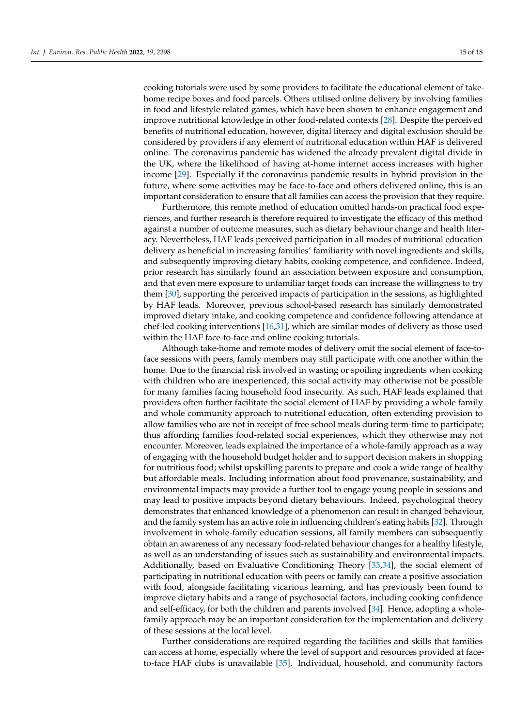cooking tutorials were used by some providers to facilitate the educational element of take-home recipe boxes and food parcels. Others utilised online delivery by involving families in food and lifestyle related games, which have been shown to enhance engagement and improve nutritional knowledge in other food-related contexts [28]. Despite the perceived benefits of nutritional education, however, digital literacy and digital exclusion should be considered by providers if any element of nutritional education within HAF is delivered online. The coronavirus pandemic has widened the already prevalent digital divide in the UK, where the likelihood of having at-home internet access increases with higher income [29]. Especially if the coronavirus pandemic results in hybrid provision in the future, where some activities may be face-to-face and others delivered online, this is an important consideration to ensure that all families can access the provision that they require.

Furthermore, this remote method of education omitted hands-on practical food experiences, and further research is therefore required to investigate the efficacy of this method against a number of outcome measures, such as dietary behaviour change and health literacy. Nevertheless, HAF leads perceived participation in all modes of nutritional education delivery as beneficial in increasing families' familiarity with novel ingredients and skills, and subsequently improving dietary habits, cooking competence, and confidence. Indeed, prior research has similarly found an association between exposure and consumption, and that even mere exposure to unfamiliar target foods can increase the willingness to try them [30], supporting the perceived impacts of participation in the sessions, as highlighted by HAF leads. Moreover, previous school-based research has similarly demonstrated improved dietary intake, and cooking competence and confidence following attendance at chef-led cooking interventions [16,31], which are similar modes of delivery as those used within the HAF face-to-face and online cooking tutorials.

Although take-home and remote modes of delivery omit the social element of face-to-face sessions with peers, family members may still participate with one another within the home. Due to the financial risk involved in wasting or spoiling ingredients when cooking with children who are inexperienced, this social activity may otherwise not be possible for many families facing household food insecurity. As such, HAF leads explained that providers often further facilitate the social element of HAF by providing a whole family and whole community approach to nutritional education, often extending provision to allow families who are not in receipt of free school meals during term-time to participate; thus affording families food-related social experiences, which they otherwise may not encounter. Moreover, leads explained the importance of a whole-family approach as a way of engaging with the household budget holder and to support decision makers in shopping for nutritious food; whilst upskilling parents to prepare and cook a wide range of healthy but affordable meals. Including information about food provenance, sustainability, and environmental impacts may provide a further tool to engage young people in sessions and may lead to positive impacts beyond dietary behaviours. Indeed, psychological theory demonstrates that enhanced knowledge of a phenomenon can result in changed behaviour, and the family system has an active role in influencing children's eating habits [32]. Through involvement in whole-family education sessions, all family members can subsequently obtain an awareness of any necessary food-related behaviour changes for a healthy lifestyle, as well as an understanding of issues such as sustainability and environmental impacts. Additionally, based on Evaluative Conditioning Theory [33,34], the social element of participating in nutritional education with peers or family can create a positive association with food, alongside facilitating vicarious learning, and has previously been found to improve dietary habits and a range of psychosocial factors, including cooking confidence and self-efficacy, for both the children and parents involved [34]. Hence, adopting a whole-family approach may be an important consideration for the implementation and delivery of these sessions at the local level.

Further considerations are required regarding the facilities and skills that families can access at home, especially where the level of support and resources provided at face-to-face HAF clubs is unavailable [35]. Individual, household, and community factors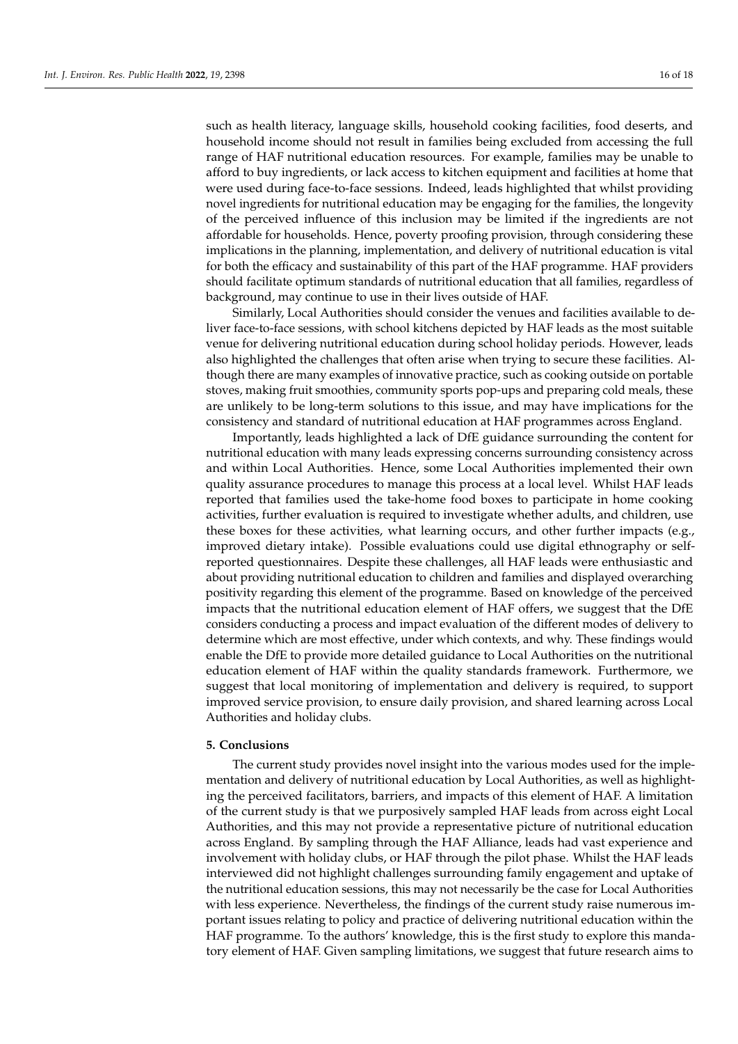such as health literacy, language skills, household cooking facilities, food deserts, and household income should not result in families being excluded from accessing the full range of HAF nutritional education resources. For example, families may be unable to afford to buy ingredients, or lack access to kitchen equipment and facilities at home that were used during face-to-face sessions. Indeed, leads highlighted that whilst providing novel ingredients for nutritional education may be engaging for the families, the longevity of the perceived influence of this inclusion may be limited if the ingredients are not affordable for households. Hence, poverty proofing provision, through considering these implications in the planning, implementation, and delivery of nutritional education is vital for both the efficacy and sustainability of this part of the HAF programme. HAF providers should facilitate optimum standards of nutritional education that all families, regardless of background, may continue to use in their lives outside of HAF.

Similarly, Local Authorities should consider the venues and facilities available to deliver face-to-face sessions, with school kitchens depicted by HAF leads as the most suitable venue for delivering nutritional education during school holiday periods. However, leads also highlighted the challenges that often arise when trying to secure these facilities. Although there are many examples of innovative practice, such as cooking outside on portable stoves, making fruit smoothies, community sports pop-ups and preparing cold meals, these are unlikely to be long-term solutions to this issue, and may have implications for the consistency and standard of nutritional education at HAF programmes across England.

Importantly, leads highlighted a lack of DfE guidance surrounding the content for nutritional education with many leads expressing concerns surrounding consistency across and within Local Authorities. Hence, some Local Authorities implemented their own quality assurance procedures to manage this process at a local level. Whilst HAF leads reported that families used the take-home food boxes to participate in home cooking activities, further evaluation is required to investigate whether adults, and children, use these boxes for these activities, what learning occurs, and other further impacts (e.g., improved dietary intake). Possible evaluations could use digital ethnography or self-reported questionnaires. Despite these challenges, all HAF leads were enthusiastic and about providing nutritional education to children and families and displayed overarching positivity regarding this element of the programme. Based on knowledge of the perceived impacts that the nutritional education element of HAF offers, we suggest that the DfE considers conducting a process and impact evaluation of the different modes of delivery to determine which are most effective, under which contexts, and why. These findings would enable the DfE to provide more detailed guidance to Local Authorities on the nutritional education element of HAF within the quality standards framework. Furthermore, we suggest that local monitoring of implementation and delivery is required, to support improved service provision, to ensure daily provision, and shared learning across Local Authorities and holiday clubs.

## 5. Conclusions

The current study provides novel insight into the various modes used for the implementation and delivery of nutritional education by Local Authorities, as well as highlighting the perceived facilitators, barriers, and impacts of this element of HAF. A limitation of the current study is that we purposively sampled HAF leads from across eight Local Authorities, and this may not provide a representative picture of nutritional education across England. By sampling through the HAF Alliance, leads had vast experience and involvement with holiday clubs, or HAF through the pilot phase. Whilst the HAF leads interviewed did not highlight challenges surrounding family engagement and uptake of the nutritional education sessions, this may not necessarily be the case for Local Authorities with less experience. Nevertheless, the findings of the current study raise numerous important issues relating to policy and practice of delivering nutritional education within the HAF programme. To the authors' knowledge, this is the first study to explore this mandatory element of HAF. Given sampling limitations, we suggest that future research aims to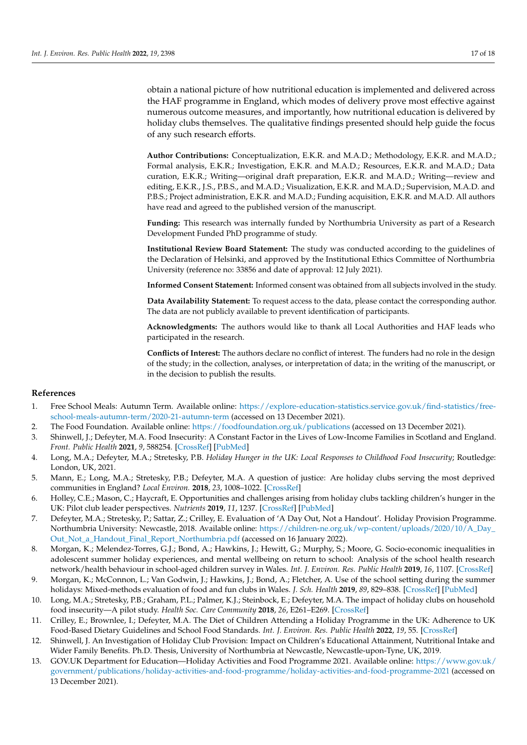obtain a national picture of how nutritional education is implemented and delivered across the HAF programme in England, which modes of delivery prove most effective against numerous outcome measures, and importantly, how nutritional education is delivered by holiday clubs themselves. The qualitative findings presented should help guide the focus of any such research efforts.

**Author Contributions:** Conceptualization, E.K.R. and M.A.D.; Methodology, E.K.R. and M.A.D.; Formal analysis, E.K.R.; Investigation, E.K.R. and M.A.D.; Resources, E.K.R. and M.A.D.; Data curation, E.K.R.; Writing—original draft preparation, E.K.R. and M.A.D.; Writing—review and editing, E.K.R., J.S., P.B.S., and M.A.D.; Visualization, E.K.R. and M.A.D.; Supervision, M.A.D. and P.B.S.; Project administration, E.K.R. and M.A.D.; Funding acquisition, E.K.R. and M.A.D. All authors have read and agreed to the published version of the manuscript.

**Funding:** This research was internally funded by Northumbria University as part of a Research Development Funded PhD programme of study.

**Institutional Review Board Statement:** The study was conducted according to the guidelines of the Declaration of Helsinki, and approved by the Institutional Ethics Committee of Northumbria University (reference no: 33856 and date of approval: 12 July 2021).

**Informed Consent Statement:** Informed consent was obtained from all subjects involved in the study.

**Data Availability Statement:** To request access to the data, please contact the corresponding author. The data are not publicly available to prevent identification of participants.

**Acknowledgments:** The authors would like to thank all Local Authorities and HAF leads who participated in the research.

**Conflicts of Interest:** The authors declare no conflict of interest. The funders had no role in the design of the study; in the collection, analyses, or interpretation of data; in the writing of the manuscript, or in the decision to publish the results.

## References

1. Free School Meals: Autumn Term. Available online: https://explore-education-statistics.service.gov.uk/find-statistics/free-school-meals-autumn-term/2020-21-autumn-term (accessed on 13 December 2021).
2. The Food Foundation. Available online: https://foodfoundation.org.uk/publications (accessed on 13 December 2021).
3. Shinwell, J.; Defeyter, M.A. Food Insecurity: A Constant Factor in the Lives of Low-Income Families in Scotland and England. *Front. Public Health* **2021**, *9*, 588254. [CrossRef] [PubMed]
4. Long, M.A.; Defeyter, M.A.; Stretesky, P.B. *Holiday Hunger in the UK: Local Responses to Childhood Food Insecurity*; Routledge: London, UK, 2021.
5. Mann, E.; Long, M.A.; Stretesky, P.B.; Defeyter, M.A. A question of justice: Are holiday clubs serving the most deprived communities in England? *Local Environ.* **2018**, *23*, 1008–1022. [CrossRef]
6. Holley, C.E.; Mason, C.; Haycraft, E. Opportunities and challenges arising from holiday clubs tackling children's hunger in the UK: Pilot club leader perspectives. *Nutrients* **2019**, *11*, 1237. [CrossRef] [PubMed]
7. Defeyter, M.A.; Stretesky, P.; Sattar, Z.; Crilley, E. Evaluation of 'A Day Out, Not a Handout'. Holiday Provision Programme. Northumbria University: Newcastle, 2018. Available online: https://children-ne.org.uk/wp-content/uploads/2020/10/A_Day_Out_Not_a_Handout_Final_Report_Northumbria.pdf (accessed on 16 January 2022).
8. Morgan, K.; Melendez-Torres, G.J.; Bond, A.; Hawkins, J.; Hewitt, G.; Murphy, S.; Moore, G. Socio-economic inequalities in adolescent summer holiday experiences, and mental wellbeing on return to school: Analysis of the school health research network/health behaviour in school-aged children survey in Wales. *Int. J. Environ. Res. Public Health* **2019**, *16*, 1107. [CrossRef]
9. Morgan, K.; McConnon, L.; Van Godwin, J.; Hawkins, J.; Bond, A.; Fletcher, A. Use of the school setting during the summer holidays: Mixed-methods evaluation of food and fun clubs in Wales. *J. Sch. Health* **2019**, *89*, 829–838. [CrossRef] [PubMed]
10. Long, M.A.; Stretesky, P.B.; Graham, P.L.; Palmer, K.J.; Steinbock, E.; Defeyter, M.A. The impact of holiday clubs on household food insecurity—A pilot study. *Health Soc. Care Community* **2018**, *26*, E261–E269. [CrossRef]
11. Crilley, E.; Brownlee, I.; Defeyter, M.A. The Diet of Children Attending a Holiday Programme in the UK: Adherence to UK Food-Based Dietary Guidelines and School Food Standards. *Int. J. Environ. Res. Public Health* **2022**, *19*, 55. [CrossRef]
12. Shinwell, J. An Investigation of Holiday Club Provision: Impact on Children's Educational Attainment, Nutritional Intake and Wider Family Benefits. Ph.D. Thesis, University of Northumbria at Newcastle, Newcastle-upon-Tyne, UK, 2019.
13. GOV.UK Department for Education—Holiday Activities and Food Programme 2021. Available online: https://www.gov.uk/government/publications/holiday-activities-and-food-programme/holiday-activities-and-food-programme-2021 (accessed on 13 December 2021).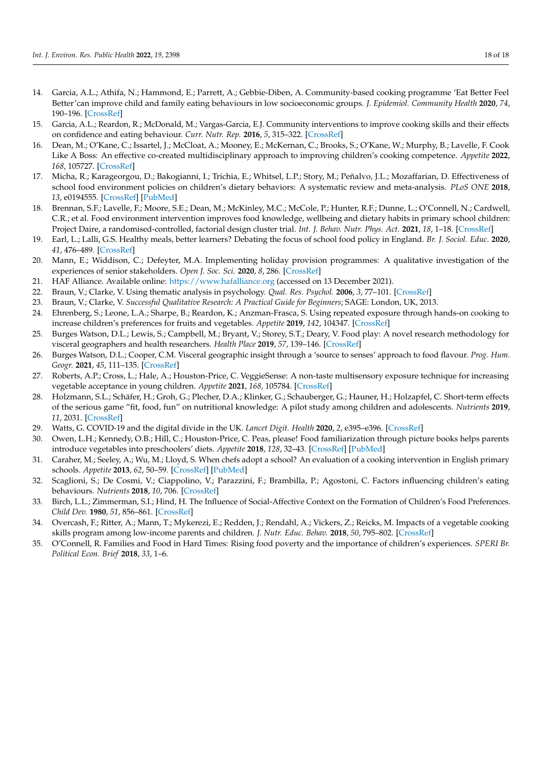14. Garcia, A.L.; Athifa, N.; Hammond, E.; Parrett, A.; Gebbie-Diben, A. Community-based cooking programme 'Eat Better Feel Better'can improve child and family eating behaviours in low socioeconomic groups. *J. Epidemiol. Community Health* **2020**, *74*, 190–196. [CrossRef]
15. Garcia, A.L.; Reardon, R.; McDonald, M.; Vargas-Garcia, E.J. Community interventions to improve cooking skills and their effects on confidence and eating behaviour. *Curr. Nutr. Rep.* **2016**, *5*, 315–322. [CrossRef]
16. Dean, M.; O'Kane, C.; Issartel, J.; McCloat, A.; Mooney, E.; McKernan, C.; Brooks, S.; O'Kane, W.; Murphy, B.; Lavelle, F. Cook Like A Boss: An effective co-created multidisciplinary approach to improving children's cooking competence. *Appetite* **2022**, *168*, 105727. [CrossRef]
17. Micha, R.; Karageorgou, D.; Bakogianni, I.; Trichia, E.; Whitsel, L.P.; Story, M.; Peñalvo, J.L.; Mozaffarian, D. Effectiveness of school food environment policies on children's dietary behaviors: A systematic review and meta-analysis. *PLoS ONE* **2018**, *13*, e0194555. [CrossRef] [PubMed]
18. Brennan, S.F.; Lavelle, F.; Moore, S.E.; Dean, M.; McKinley, M.C.; McCole, P.; Hunter, R.F.; Dunne, L.; O'Connell, N.; Cardwell, C.R.; et al. Food environment intervention improves food knowledge, wellbeing and dietary habits in primary school children: Project Daire, a randomised-controlled, factorial design cluster trial. *Int. J. Behav. Nutr. Phys. Act.* **2021**, *18*, 1–18. [CrossRef]
19. Earl, L.; Lalli, G.S. Healthy meals, better learners? Debating the focus of school food policy in England. *Br. J. Sociol. Educ.* **2020**, *41*, 476–489. [CrossRef]
20. Mann, E.; Widdison, C.; Defeyter, M.A. Implementing holiday provision programmes: A qualitative investigation of the experiences of senior stakeholders. *Open J. Soc. Sci.* **2020**, *8*, 286. [CrossRef]
21. HAF Alliance. Available online: https://www.hafalliance.org (accessed on 13 December 2021).
22. Braun, V.; Clarke, V. Using thematic analysis in psychology. *Qual. Res. Psychol.* **2006**, *3*, 77–101. [CrossRef]
23. Braun, V.; Clarke, V. *Successful Qualitative Research: A Practical Guide for Beginners*; SAGE: London, UK, 2013.
24. Ehrenberg, S.; Leone, L.A.; Sharpe, B.; Reardon, K.; Anzman-Frasca, S. Using repeated exposure through hands-on cooking to increase children's preferences for fruits and vegetables. *Appetite* **2019**, *142*, 104347. [CrossRef]
25. Burges Watson, D.L.; Lewis, S.; Campbell, M.; Bryant, V.; Storey, S.T.; Deary, V. Food play: A novel research methodology for visceral geographers and health researchers. *Health Place* **2019**, *57*, 139–146. [CrossRef]
26. Burges Watson, D.L.; Cooper, C.M. Visceral geographic insight through a 'source to senses' approach to food flavour. *Prog. Hum. Geogr.* **2021**, *45*, 111–135. [CrossRef]
27. Roberts, A.P.; Cross, L.; Hale, A.; Houston-Price, C. VeggieSense: A non-taste multisensory exposure technique for increasing vegetable acceptance in young children. *Appetite* **2021**, *168*, 105784. [CrossRef]
28. Holzmann, S.L.; Schäfer, H.; Groh, G.; Plecher, D.A.; Klinker, G.; Schauberger, G.; Hauner, H.; Holzapfel, C. Short-term effects of the serious game "fit, food, fun" on nutritional knowledge: A pilot study among children and adolescents. *Nutrients* **2019**, *11*, 2031. [CrossRef]
29. Watts, G. COVID-19 and the digital divide in the UK. *Lancet Digit. Health* **2020**, *2*, e395–e396. [CrossRef]
30. Owen, L.H.; Kennedy, O.B.; Hill, C.; Houston-Price, C. Peas, please! Food familiarization through picture books helps parents introduce vegetables into preschoolers' diets. *Appetite* **2018**, *128*, 32–43. [CrossRef] [PubMed]
31. Caraher, M.; Seeley, A.; Wu, M.; Lloyd, S. When chefs adopt a school? An evaluation of a cooking intervention in English primary schools. *Appetite* **2013**, *62*, 50–59. [CrossRef] [PubMed]
32. Scaglioni, S.; De Cosmi, V.; Ciappolino, V.; Parazzini, F.; Brambilla, P.; Agostoni, C. Factors influencing children's eating behaviours. *Nutrients* **2018**, *10*, 706. [CrossRef]
33. Birch, L.L.; Zimmerman, S.I.; Hind, H. The Influence of Social-Affective Context on the Formation of Children's Food Preferences. *Child Dev.* **1980**, *51*, 856–861. [CrossRef]
34. Overcash, F.; Ritter, A.; Mann, T.; Mykerezi, E.; Redden, J.; Rendahl, A.; Vickers, Z.; Reicks, M. Impacts of a vegetable cooking skills program among low-income parents and children. *J. Nutr. Educ. Behav.* **2018**, *50*, 795–802. [CrossRef]
35. O'Connell, R. Families and Food in Hard Times: Rising food poverty and the importance of children's experiences. *SPERI Br. Political Econ. Brief* **2018**, *33*, 1–6.